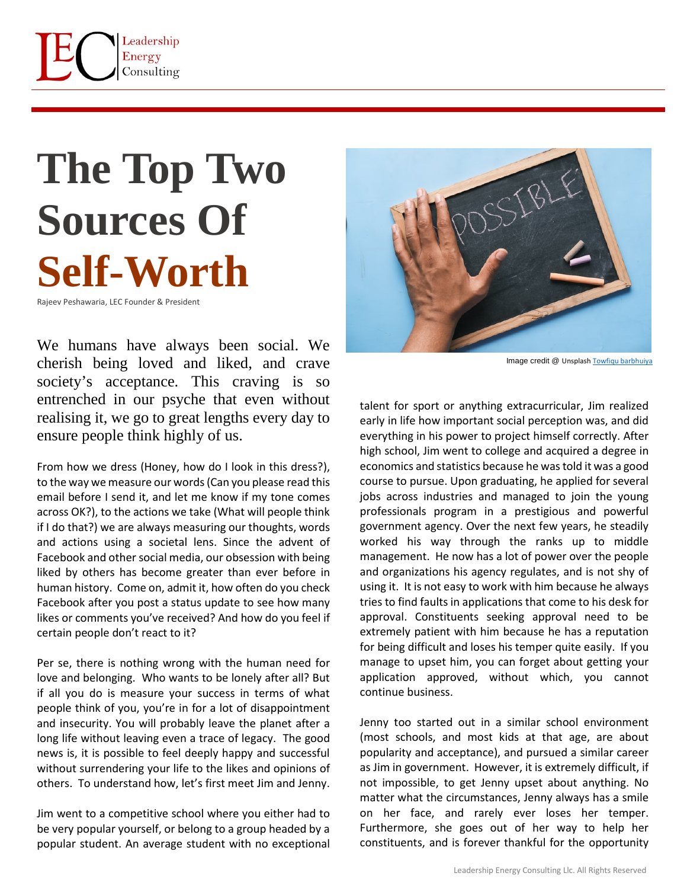# The Top Two Sources Of Self-Worth

Rajeev Peshawaria, LEC Founder & President

Image credit @ Unsplash Towfiqu barbhuiya

We humans have always been social. We cherish being loved and liked, and crave society's acceptance. This craving is so entrenched in our psyche that even without realising it, we go to great lengths every day to ensure people think highly of us.

From how we dress (Honey, how do I look in this dress?), to the way we measure our words (Can you please read this email before I send it, and let me know if my tone comes across OK?), to the actions we take (What will people think if I do that?) we are always measuring our thoughts, words and actions using a societal lens. Since the advent of Facebook and other social media, our obsession with being liked by others has become greater than ever before in human history. Come on, admit it, how often do you check Facebook after you post a status update to see how many likes or comments you've received? And how do you feel if certain people don't react to it?

Per se, there is nothing wrong with the human need for love and belonging. Who wants to be lonely after all? But if all you do is measure your success in terms of what people think of you, you're in for a lot of disappointment and insecurity. You will probably leave the planet after a long life without leaving even a trace of legacy. The good news is, it is possible to feel deeply happy and successful without surrendering your life to the likes and opinions of others. To understand how, let's first meet Jim and Jenny.

Jim went to a competitive school where you either had to be very popular yourself, or belong to a group headed by a popular student. An average student with no exceptional talent for sport or anything extracurricular, Jim realized early in life how important social perception was, and did everything in his power to project himself correctly. After high school, Jim went to college and acquired a degree in economics and statistics because he was told it was a good course to pursue. Upon graduating, he applied for several jobs across industries and managed to join the young professionals program in a prestigious and powerful government agency. Over the next few years, he steadily worked his way through the ranks up to middle management. He now has a lot of power over the people and organizations his agency regulates, and is not shy of using it. It is not easy to work with him because he always tries to find faults in applications that come to his desk for approval. Constituents seeking approval need to be extremely patient with him because he has a reputation for being difficult and loses his temper quite easily. If you manage to upset him, you can forget about getting your application approved, without which, you cannot continue business.

Jenny too started out in a similar school environment (most schools, and most kids at that age, are about popularity and acceptance), and pursued a similar career as Jim in government. However, it is extremely difficult, if not impossible, to get Jenny upset about anything. No matter what the circumstances, Jenny always has a smile on her face, and rarely ever loses her temper. Furthermore, she goes out of her way to help her constituents, and is forever thankful for the opportunity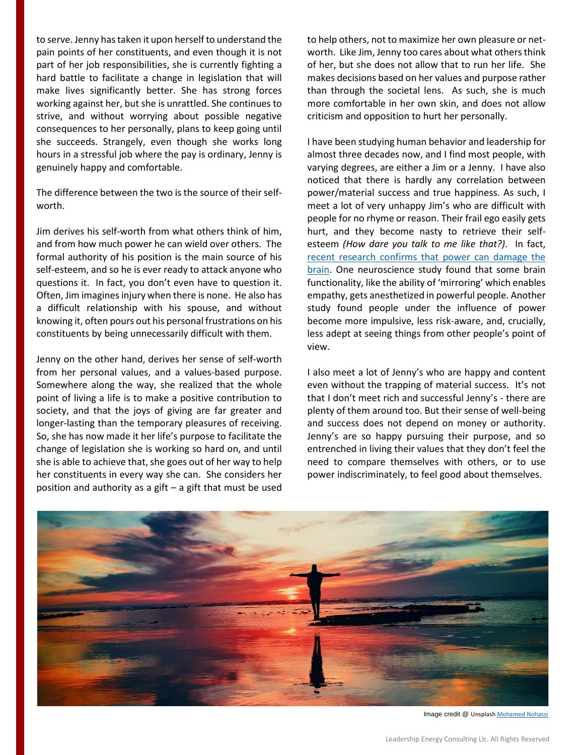to serve. Jenny has taken it upon herself to understand the pain points of her constituents, and even though it is not part of her job responsibilities, she is currently fighting a hard battle to facilitate a change in legislation that will make lives significantly better. She has strong forces working against her, but she is unrattled. She continues to strive, and without worrying about possible negative consequences to her personally, plans to keep going until she succeeds. Strangely, even though she works long hours in a stressful job where the pay is ordinary, Jenny is genuinely happy and comfortable.

The difference between the two is the source of their self-worth.

Jim derives his self-worth from what others think of him, and from how much power he can wield over others. The formal authority of his position is the main source of his self-esteem, and so he is ever ready to attack anyone who questions it. In fact, you don't even have to question it. Often, Jim imagines injury when there is none. He also has a difficult relationship with his spouse, and without knowing it, often pours out his personal frustrations on his constituents by being unnecessarily difficult with them.

Jenny on the other hand, derives her sense of self-worth from her personal values, and a values-based purpose. Somewhere along the way, she realized that the whole point of living a life is to make a positive contribution to society, and that the joys of giving are far greater and longer-lasting than the temporary pleasures of receiving. So, she has now made it her life's purpose to facilitate the change of legislation she is working so hard on, and until she is able to achieve that, she goes out of her way to help her constituents in every way she can. She considers her position and authority as a gift – a gift that must be used to help others, not to maximize her own pleasure or net-worth. Like Jim, Jenny too cares about what others think of her, but she does not allow that to run her life. She makes decisions based on her values and purpose rather than through the societal lens. As such, she is much more comfortable in her own skin, and does not allow criticism and opposition to hurt her personally.

I have been studying human behavior and leadership for almost three decades now, and I find most people, with varying degrees, are either a Jim or a Jenny. I have also noticed that there is hardly any correlation between power/material success and true happiness. As such, I meet a lot of very unhappy Jim's who are difficult with people for no rhyme or reason. Their frail ego easily gets hurt, and they become nasty to retrieve their self-esteem *(How dare you talk to me like that?)*. In fact, recent research confirms that power can damage the brain. One neuroscience study found that some brain functionality, like the ability of 'mirroring' which enables empathy, gets anesthetized in powerful people. Another study found people under the influence of power become more impulsive, less risk-aware, and, crucially, less adept at seeing things from other people's point of view.

I also meet a lot of Jenny's who are happy and content even without the trapping of material success. It's not that I don't meet rich and successful Jenny's - there are plenty of them around too. But their sense of well-being and success does not depend on money or authority. Jenny's are so happy pursuing their purpose, and so entrenched in living their values that they don't feel the need to compare themselves with others, or to use power indiscriminately, to feel good about themselves.

Image credit @ Unsplash Mohamed Nohassi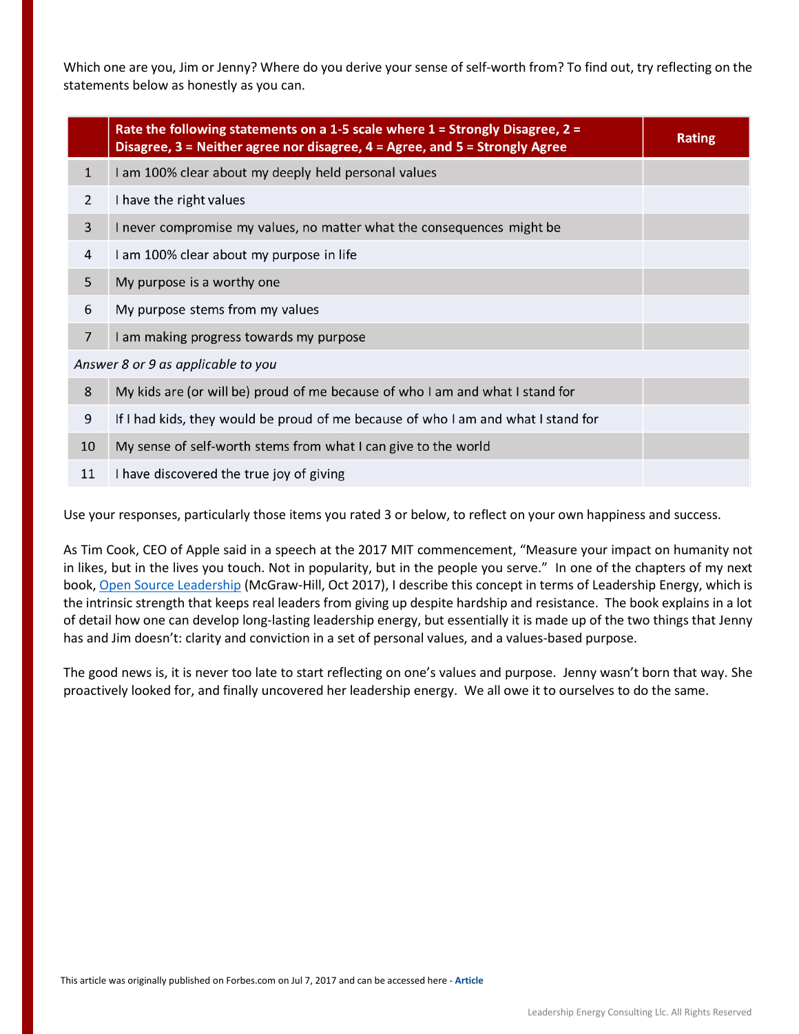Which one are you, Jim or Jenny? Where do you derive your sense of self-worth from? To find out, try reflecting on the statements below as honestly as you can.

| | **Rate the following statements on a 1-5 scale where 1 = Strongly Disagree, 2 = Disagree, 3 = Neither agree nor disagree, 4 = Agree, and 5 = Strongly Agree** | **Rating** |
|---|---|---|
| 1 | I am 100% clear about my deeply held personal values | |
| 2 | I have the right values | |
| 3 | I never compromise my values, no matter what the consequences might be | |
| 4 | I am 100% clear about my purpose in life | |
| 5 | My purpose is a worthy one | |
| 6 | My purpose stems from my values | |
| 7 | I am making progress towards my purpose | |
| *Answer 8 or 9 as applicable to you* | | |
| 8 | My kids are (or will be) proud of me because of who I am and what I stand for | |
| 9 | If I had kids, they would be proud of me because of who I am and what I stand for | |
| 10 | My sense of self-worth stems from what I can give to the world | |
| 11 | I have discovered the true joy of giving | |

Use your responses, particularly those items you rated 3 or below, to reflect on your own happiness and success.

As Tim Cook, CEO of Apple said in a speech at the 2017 MIT commencement, "Measure your impact on humanity not in likes, but in the lives you touch. Not in popularity, but in the people you serve." In one of the chapters of my next book, Open Source Leadership (McGraw-Hill, Oct 2017), I describe this concept in terms of Leadership Energy, which is the intrinsic strength that keeps real leaders from giving up despite hardship and resistance. The book explains in a lot of detail how one can develop long-lasting leadership energy, but essentially it is made up of the two things that Jenny has and Jim doesn't: clarity and conviction in a set of personal values, and a values-based purpose.

The good news is, it is never too late to start reflecting on one's values and purpose. Jenny wasn't born that way. She proactively looked for, and finally uncovered her leadership energy. We all owe it to ourselves to do the same.

This article was originally published on Forbes.com on Jul 7, 2017 and can be accessed here - **Article**